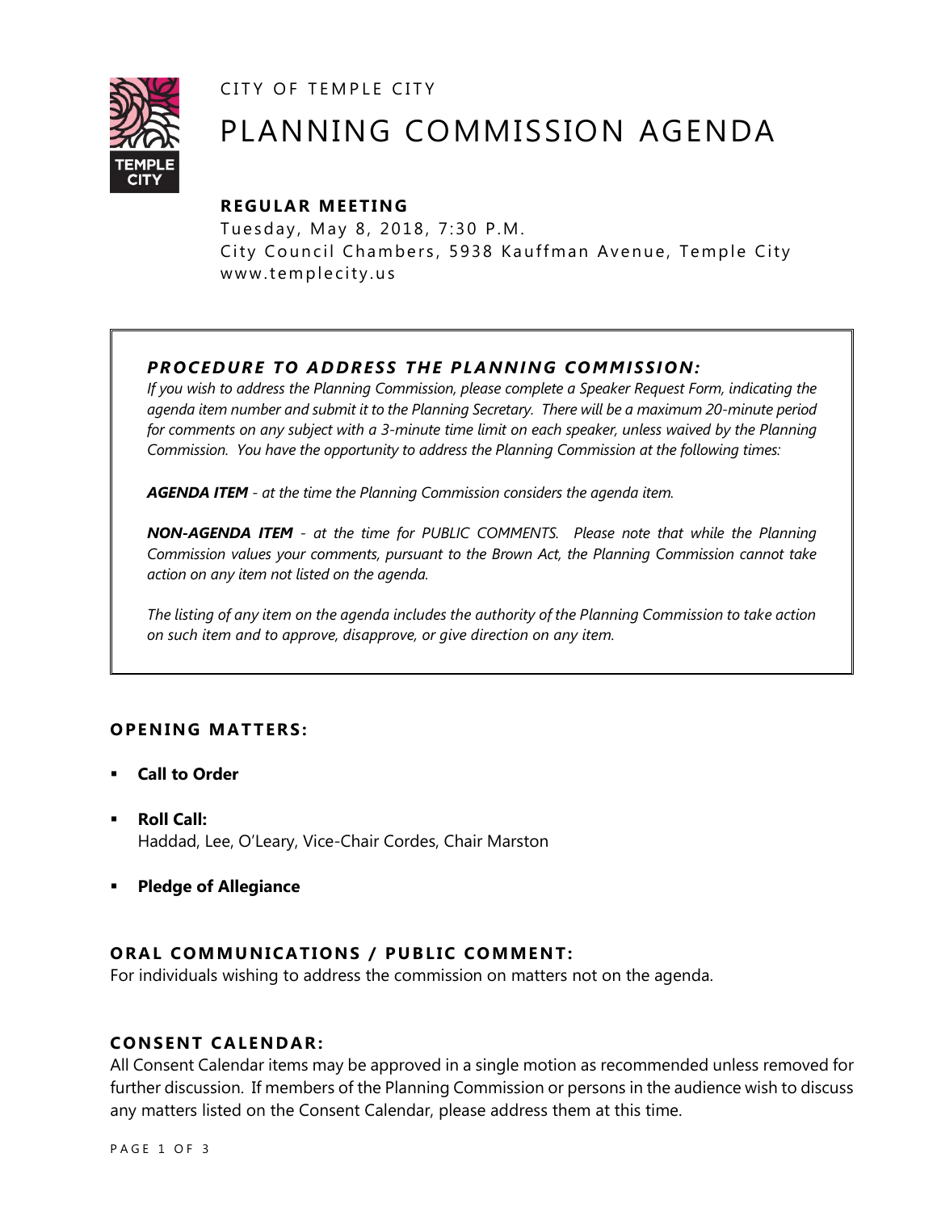CITY OF TEMPLE CITY

# PLANNING COMMISSION AGENDA

## REGULAR MEETING

Tuesday, May 8, 2018, 7:30 P.M.
City Council Chambers, 5938 Kauffman Avenue, Temple City
www.templecity.us

### *PROCEDURE TO ADDRESS THE PLANNING COMMISSION:*

*If you wish to address the Planning Commission, please complete a Speaker Request Form, indicating the agenda item number and submit it to the Planning Secretary. There will be a maximum 20-minute period for comments on any subject with a 3-minute time limit on each speaker, unless waived by the Planning Commission. You have the opportunity to address the Planning Commission at the following times:*

***AGENDA ITEM*** *- at the time the Planning Commission considers the agenda item.*

***NON-AGENDA ITEM*** *- at the time for PUBLIC COMMENTS. Please note that while the Planning Commission values your comments, pursuant to the Brown Act, the Planning Commission cannot take action on any item not listed on the agenda.*

*The listing of any item on the agenda includes the authority of the Planning Commission to take action on such item and to approve, disapprove, or give direction on any item.*

## OPENING MATTERS:

- **Call to Order**
- **Roll Call:**
  Haddad, Lee, O'Leary, Vice-Chair Cordes, Chair Marston
- **Pledge of Allegiance**

## ORAL COMMUNICATIONS / PUBLIC COMMENT:

For individuals wishing to address the commission on matters not on the agenda.

## CONSENT CALENDAR:

All Consent Calendar items may be approved in a single motion as recommended unless removed for further discussion. If members of the Planning Commission or persons in the audience wish to discuss any matters listed on the Consent Calendar, please address them at this time.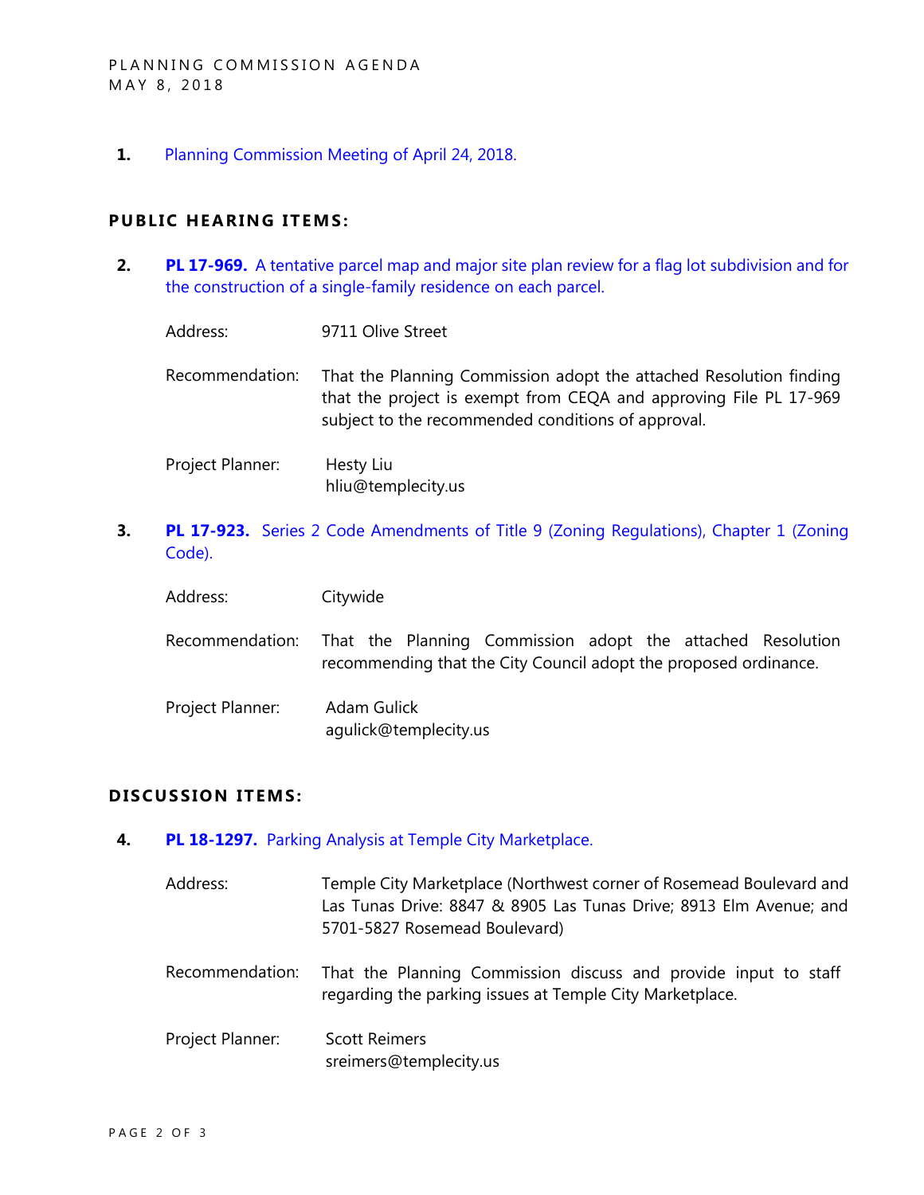**1.** Planning Commission Meeting of April 24, 2018.

## PUBLIC HEARING ITEMS:

**2.** **PL 17-969.** A tentative parcel map and major site plan review for a flag lot subdivision and for the construction of a single-family residence on each parcel.

Address: 9711 Olive Street

Recommendation: That the Planning Commission adopt the attached Resolution finding that the project is exempt from CEQA and approving File PL 17-969 subject to the recommended conditions of approval.

Project Planner: Hesty Liu
hliu@templecity.us

**3.** **PL 17-923.** Series 2 Code Amendments of Title 9 (Zoning Regulations), Chapter 1 (Zoning Code).

Address: Citywide

Recommendation: That the Planning Commission adopt the attached Resolution recommending that the City Council adopt the proposed ordinance.

Project Planner: Adam Gulick
agulick@templecity.us

## DISCUSSION ITEMS:

**4.** **PL 18-1297.** Parking Analysis at Temple City Marketplace.

Address: Temple City Marketplace (Northwest corner of Rosemead Boulevard and Las Tunas Drive: 8847 & 8905 Las Tunas Drive; 8913 Elm Avenue; and 5701-5827 Rosemead Boulevard)

Recommendation: That the Planning Commission discuss and provide input to staff regarding the parking issues at Temple City Marketplace.

Project Planner: Scott Reimers
sreimers@templecity.us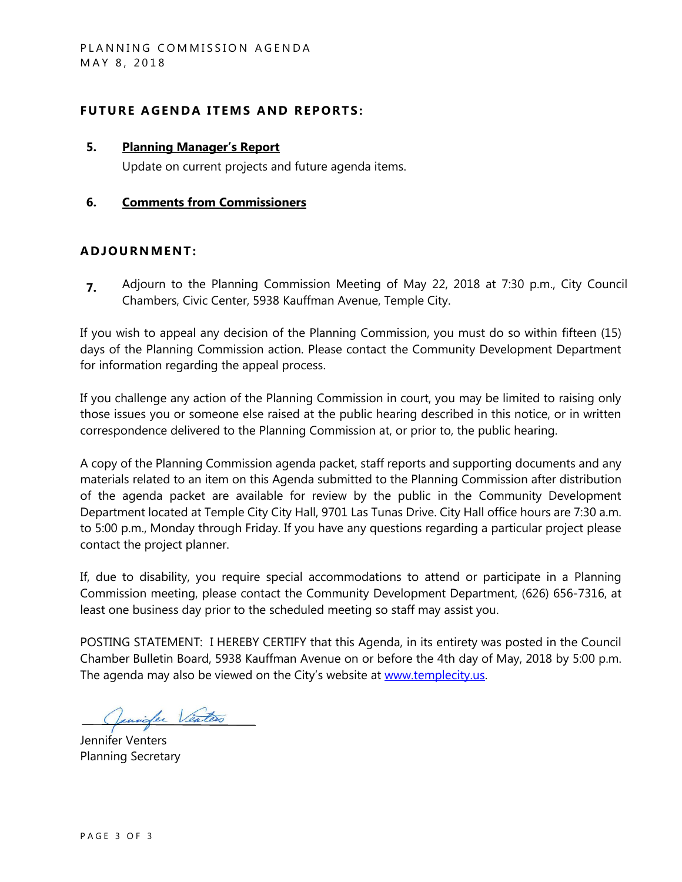## FUTURE AGENDA ITEMS AND REPORTS:

**5. Planning Manager's Report**

Update on current projects and future agenda items.

**6. Comments from Commissioners**

## ADJOURNMENT:

**7.** Adjourn to the Planning Commission Meeting of May 22, 2018 at 7:30 p.m., City Council Chambers, Civic Center, 5938 Kauffman Avenue, Temple City.

If you wish to appeal any decision of the Planning Commission, you must do so within fifteen (15) days of the Planning Commission action. Please contact the Community Development Department for information regarding the appeal process.

If you challenge any action of the Planning Commission in court, you may be limited to raising only those issues you or someone else raised at the public hearing described in this notice, or in written correspondence delivered to the Planning Commission at, or prior to, the public hearing.

A copy of the Planning Commission agenda packet, staff reports and supporting documents and any materials related to an item on this Agenda submitted to the Planning Commission after distribution of the agenda packet are available for review by the public in the Community Development Department located at Temple City City Hall, 9701 Las Tunas Drive. City Hall office hours are 7:30 a.m. to 5:00 p.m., Monday through Friday. If you have any questions regarding a particular project please contact the project planner.

If, due to disability, you require special accommodations to attend or participate in a Planning Commission meeting, please contact the Community Development Department, (626) 656-7316, at least one business day prior to the scheduled meeting so staff may assist you.

POSTING STATEMENT: I HEREBY CERTIFY that this Agenda, in its entirety was posted in the Council Chamber Bulletin Board, 5938 Kauffman Avenue on or before the 4th day of May, 2018 by 5:00 p.m. The agenda may also be viewed on the City's website at www.templecity.us.

Jennifer Venters
Planning Secretary